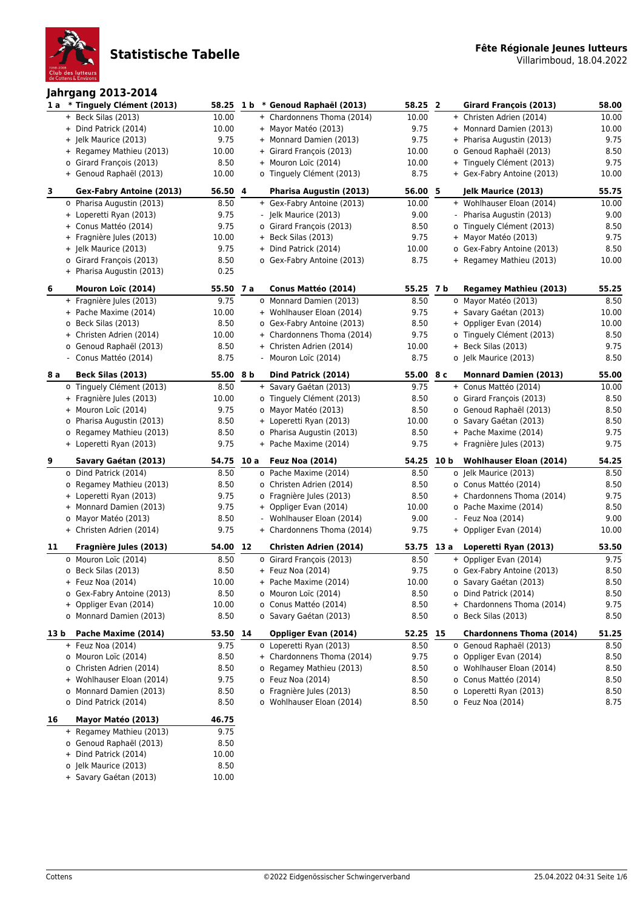# Statistische Tabelle

**Fête Régionale Jeunes lutteurs**
Villarimboud, 18.04.2022

## Jahrgang 2013-2014

| Rang | Name | Punkte |
|---|---|---|
| **1 a** | **\* Tinguely Clément (2013)** | **58.25** |
| | + Beck Silas (2013) | 10.00 |
| | + Dind Patrick (2014) | 10.00 |
| | + Jelk Maurice (2013) | 9.75 |
| | + Regamey Mathieu (2013) | 10.00 |
| | o Girard François (2013) | 8.50 |
| | + Genoud Raphaël (2013) | 10.00 |
| **1 b** | **\* Genoud Raphaël (2013)** | **58.25** |
| | + Chardonnens Thoma (2014) | 10.00 |
| | + Mayor Matéo (2013) | 9.75 |
| | + Monnard Damien (2013) | 9.75 |
| | + Girard François (2013) | 10.00 |
| | + Mouron Loïc (2014) | 10.00 |
| | o Tinguely Clément (2013) | 8.75 |
| **2** | **Girard François (2013)** | **58.00** |
| | + Christen Adrien (2014) | 10.00 |
| | + Monnard Damien (2013) | 10.00 |
| | + Pharisa Augustin (2013) | 9.75 |
| | o Genoud Raphaël (2013) | 8.50 |
| | + Tinguely Clément (2013) | 9.75 |
| | + Gex-Fabry Antoine (2013) | 10.00 |
| **3** | **Gex-Fabry Antoine (2013)** | **56.50** |
| | o Pharisa Augustin (2013) | 8.50 |
| | + Loperetti Ryan (2013) | 9.75 |
| | + Conus Mattéo (2014) | 9.75 |
| | + Fragnière Jules (2013) | 10.00 |
| | + Jelk Maurice (2013) | 9.75 |
| | o Girard François (2013) | 8.50 |
| | + Pharisa Augustin (2013) | 0.25 |
| **4** | **Pharisa Augustin (2013)** | **56.00** |
| | + Gex-Fabry Antoine (2013) | 10.00 |
| | - Jelk Maurice (2013) | 9.00 |
| | o Girard François (2013) | 8.50 |
| | + Beck Silas (2013) | 9.75 |
| | + Dind Patrick (2014) | 10.00 |
| | o Gex-Fabry Antoine (2013) | 8.75 |
| **5** | **Jelk Maurice (2013)** | **55.75** |
| | + Wohlhauser Eloan (2014) | 10.00 |
| | - Pharisa Augustin (2013) | 9.00 |
| | o Tinguely Clément (2013) | 8.50 |
| | + Mayor Matéo (2013) | 9.75 |
| | o Gex-Fabry Antoine (2013) | 8.50 |
| | + Regamey Mathieu (2013) | 10.00 |
| **6** | **Mouron Loïc (2014)** | **55.50** |
| | + Fragnière Jules (2013) | 9.75 |
| | + Pache Maxime (2014) | 10.00 |
| | o Beck Silas (2013) | 8.50 |
| | + Christen Adrien (2014) | 10.00 |
| | o Genoud Raphaël (2013) | 8.50 |
| | - Conus Mattéo (2014) | 8.75 |
| **7 a** | **Conus Mattéo (2014)** | **55.25** |
| | o Monnard Damien (2013) | 8.50 |
| | + Wohlhauser Eloan (2014) | 9.75 |
| | o Gex-Fabry Antoine (2013) | 8.50 |
| | + Chardonnens Thoma (2014) | 9.75 |
| | + Christen Adrien (2014) | 10.00 |
| | - Mouron Loïc (2014) | 8.75 |
| **7 b** | **Regamey Mathieu (2013)** | **55.25** |
| | o Mayor Matéo (2013) | 8.50 |
| | + Savary Gaétan (2013) | 10.00 |
| | + Oppliger Evan (2014) | 10.00 |
| | o Tinguely Clément (2013) | 8.50 |
| | + Beck Silas (2013) | 9.75 |
| | o Jelk Maurice (2013) | 8.50 |
| **8 a** | **Beck Silas (2013)** | **55.00** |
| | o Tinguely Clément (2013) | 8.50 |
| | + Fragnière Jules (2013) | 10.00 |
| | + Mouron Loïc (2014) | 9.75 |
| | o Pharisa Augustin (2013) | 8.50 |
| | o Regamey Mathieu (2013) | 8.50 |
| | + Loperetti Ryan (2013) | 9.75 |
| **8 b** | **Dind Patrick (2014)** | **55.00** |
| | + Savary Gaétan (2013) | 9.75 |
| | o Tinguely Clément (2013) | 8.50 |
| | o Mayor Matéo (2013) | 8.50 |
| | + Loperetti Ryan (2013) | 10.00 |
| | o Pharisa Augustin (2013) | 8.50 |
| | + Pache Maxime (2014) | 9.75 |
| **8 c** | **Monnard Damien (2013)** | **55.00** |
| | + Conus Mattéo (2014) | 10.00 |
| | o Girard François (2013) | 8.50 |
| | o Genoud Raphaël (2013) | 8.50 |
| | o Savary Gaétan (2013) | 8.50 |
| | + Pache Maxime (2014) | 9.75 |
| | + Fragnière Jules (2013) | 9.75 |
| **9** | **Savary Gaétan (2013)** | **54.75** |
| | o Dind Patrick (2014) | 8.50 |
| | o Regamey Mathieu (2013) | 8.50 |
| | + Loperetti Ryan (2013) | 9.75 |
| | + Monnard Damien (2013) | 9.75 |
| | o Mayor Matéo (2013) | 8.50 |
| | + Christen Adrien (2014) | 9.75 |
| **10 a** | **Feuz Noa (2014)** | **54.25** |
| | o Pache Maxime (2014) | 8.50 |
| | o Christen Adrien (2014) | 8.50 |
| | o Fragnière Jules (2013) | 8.50 |
| | + Oppliger Evan (2014) | 10.00 |
| | - Wohlhauser Eloan (2014) | 9.00 |
| | + Chardonnens Thoma (2014) | 9.75 |
| **10 b** | **Wohlhauser Eloan (2014)** | **54.25** |
| | o Jelk Maurice (2013) | 8.50 |
| | o Conus Mattéo (2014) | 8.50 |
| | + Chardonnens Thoma (2014) | 9.75 |
| | o Pache Maxime (2014) | 8.50 |
| | - Feuz Noa (2014) | 9.00 |
| | + Oppliger Evan (2014) | 10.00 |
| **11** | **Fragnière Jules (2013)** | **54.00** |
| | o Mouron Loïc (2014) | 8.50 |
| | o Beck Silas (2013) | 8.50 |
| | + Feuz Noa (2014) | 10.00 |
| | o Gex-Fabry Antoine (2013) | 8.50 |
| | + Oppliger Evan (2014) | 10.00 |
| | o Monnard Damien (2013) | 8.50 |
| **12** | **Christen Adrien (2014)** | **53.75** |
| | o Girard François (2013) | 8.50 |
| | + Feuz Noa (2014) | 9.75 |
| | + Pache Maxime (2014) | 10.00 |
| | o Mouron Loïc (2014) | 8.50 |
| | o Conus Mattéo (2014) | 8.50 |
| | o Savary Gaétan (2013) | 8.50 |
| **13 a** | **Loperetti Ryan (2013)** | **53.50** |
| | + Oppliger Evan (2014) | 9.75 |
| | o Gex-Fabry Antoine (2013) | 8.50 |
| | o Savary Gaétan (2013) | 8.50 |
| | o Dind Patrick (2014) | 8.50 |
| | + Chardonnens Thoma (2014) | 9.75 |
| | o Beck Silas (2013) | 8.50 |
| **13 b** | **Pache Maxime (2014)** | **53.50** |
| | + Feuz Noa (2014) | 9.75 |
| | o Mouron Loïc (2014) | 8.50 |
| | o Christen Adrien (2014) | 8.50 |
| | + Wohlhauser Eloan (2014) | 9.75 |
| | o Monnard Damien (2013) | 8.50 |
| | o Dind Patrick (2014) | 8.50 |
| **14** | **Oppliger Evan (2014)** | **52.25** |
| | o Loperetti Ryan (2013) | 8.50 |
| | + Chardonnens Thoma (2014) | 9.75 |
| | o Regamey Mathieu (2013) | 8.50 |
| | o Feuz Noa (2014) | 8.50 |
| | o Fragnière Jules (2013) | 8.50 |
| | o Wohlhauser Eloan (2014) | 8.50 |
| **15** | **Chardonnens Thoma (2014)** | **51.25** |
| | o Genoud Raphaël (2013) | 8.50 |
| | o Oppliger Evan (2014) | 8.50 |
| | o Wohlhauser Eloan (2014) | 8.50 |
| | o Conus Mattéo (2014) | 8.50 |
| | o Loperetti Ryan (2013) | 8.50 |
| | o Feuz Noa (2014) | 8.75 |
| **16** | **Mayor Matéo (2013)** | **46.75** |
| | + Regamey Mathieu (2013) | 9.75 |
| | o Genoud Raphaël (2013) | 8.50 |
| | + Dind Patrick (2014) | 10.00 |
| | o Jelk Maurice (2013) | 8.50 |
| | + Savary Gaétan (2013) | 10.00 |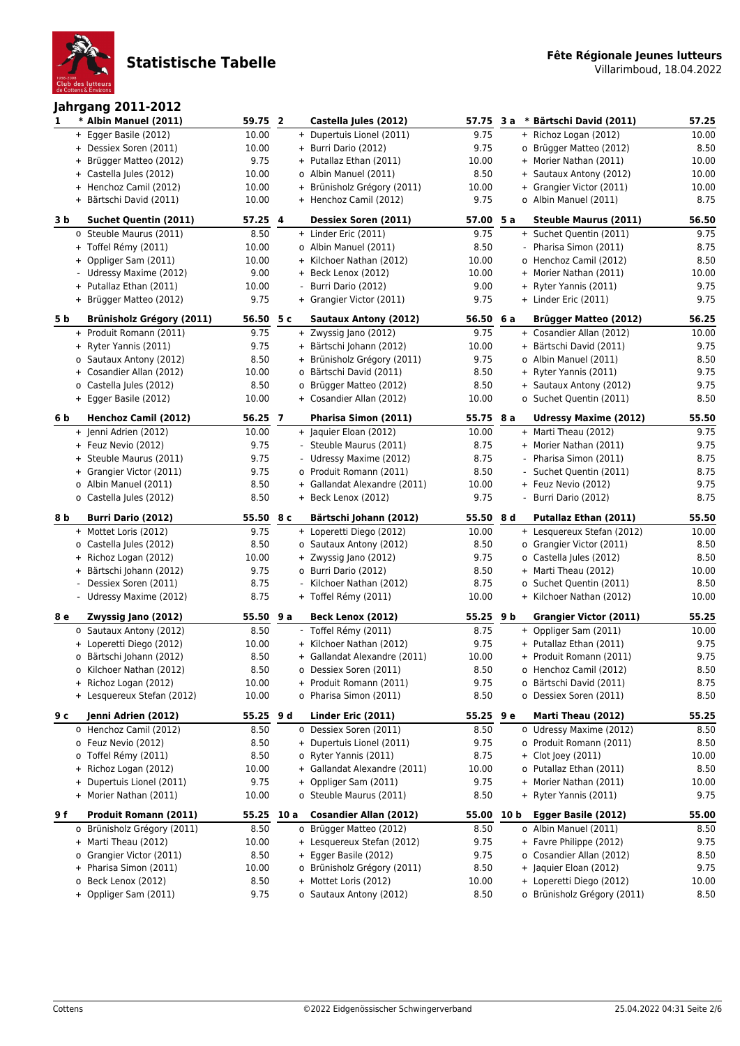# Statistische Tabelle

**Fête Régionale Jeunes lutteurs**
Villarimboud, 18.04.2022

## Jahrgang 2011-2012

| Rang | Name | Punkte |
|---|---|---|
| 1 | * **Albin Manuel (2011)** | **59.75** |
| | + Egger Basile (2012) | 10.00 |
| | + Dessiex Soren (2011) | 10.00 |
| | + Brügger Matteo (2012) | 9.75 |
| | + Castella Jules (2012) | 10.00 |
| | + Henchoz Camil (2012) | 10.00 |
| | + Bärtschi David (2011) | 10.00 |
| 2 | **Castella Jules (2012)** | **57.75** |
| | + Dupertuis Lionel (2011) | 9.75 |
| | + Burri Dario (2012) | 9.75 |
| | + Putallaz Ethan (2011) | 10.00 |
| | o Albin Manuel (2011) | 8.50 |
| | + Brünisholz Grégory (2011) | 10.00 |
| | + Henchoz Camil (2012) | 9.75 |
| 3 a | * **Bärtschi David (2011)** | **57.25** |
| | + Richoz Logan (2012) | 10.00 |
| | o Brügger Matteo (2012) | 8.50 |
| | + Morier Nathan (2011) | 10.00 |
| | + Sautaux Antony (2012) | 10.00 |
| | + Grangier Victor (2011) | 10.00 |
| | o Albin Manuel (2011) | 8.75 |
| 3 b | **Suchet Quentin (2011)** | **57.25** |
| | o Steuble Maurus (2011) | 8.50 |
| | + Toffel Rémy (2011) | 10.00 |
| | + Oppliger Sam (2011) | 10.00 |
| | - Udressy Maxime (2012) | 9.00 |
| | + Putallaz Ethan (2011) | 10.00 |
| | + Brügger Matteo (2012) | 9.75 |
| 4 | **Dessiex Soren (2011)** | **57.00** |
| | + Linder Eric (2011) | 9.75 |
| | o Albin Manuel (2011) | 8.50 |
| | + Kilchoer Nathan (2012) | 10.00 |
| | + Beck Lenox (2012) | 10.00 |
| | - Burri Dario (2012) | 9.00 |
| | + Grangier Victor (2011) | 9.75 |
| 5 a | **Steuble Maurus (2011)** | **56.50** |
| | + Suchet Quentin (2011) | 9.75 |
| | - Pharisa Simon (2011) | 8.75 |
| | o Henchoz Camil (2012) | 8.50 |
| | + Morier Nathan (2011) | 10.00 |
| | + Ryter Yannis (2011) | 9.75 |
| | + Linder Eric (2011) | 9.75 |
| 5 b | **Brünisholz Grégory (2011)** | **56.50** |
| | + Produit Romann (2011) | 9.75 |
| | + Ryter Yannis (2011) | 9.75 |
| | o Sautaux Antony (2012) | 8.50 |
| | + Cosandier Allan (2012) | 10.00 |
| | o Castella Jules (2012) | 8.50 |
| | + Egger Basile (2012) | 10.00 |
| 5 c | **Sautaux Antony (2012)** | **56.50** |
| | + Zwyssig Jano (2012) | 9.75 |
| | + Bärtschi Johann (2012) | 10.00 |
| | + Brünisholz Grégory (2011) | 9.75 |
| | o Bärtschi David (2011) | 8.50 |
| | o Brügger Matteo (2012) | 8.50 |
| | + Cosandier Allan (2012) | 10.00 |
| 6 a | **Brügger Matteo (2012)** | **56.25** |
| | + Cosandier Allan (2012) | 10.00 |
| | + Bärtschi David (2011) | 9.75 |
| | o Albin Manuel (2011) | 8.50 |
| | + Ryter Yannis (2011) | 9.75 |
| | + Sautaux Antony (2012) | 9.75 |
| | o Suchet Quentin (2011) | 8.50 |
| 6 b | **Henchoz Camil (2012)** | **56.25** |
| | + Jenni Adrien (2012) | 10.00 |
| | + Feuz Nevio (2012) | 9.75 |
| | + Steuble Maurus (2011) | 9.75 |
| | + Grangier Victor (2011) | 9.75 |
| | o Albin Manuel (2011) | 8.50 |
| | o Castella Jules (2012) | 8.50 |
| 7 | **Pharisa Simon (2011)** | **55.75** |
| | + Jaquier Eloan (2012) | 10.00 |
| | - Steuble Maurus (2011) | 8.75 |
| | - Udressy Maxime (2012) | 8.75 |
| | o Produit Romann (2011) | 8.50 |
| | + Gallandat Alexandre (2011) | 10.00 |
| | + Beck Lenox (2012) | 9.75 |
| 8 a | **Udressy Maxime (2012)** | **55.50** |
| | + Marti Theau (2012) | 9.75 |
| | + Morier Nathan (2011) | 9.75 |
| | - Pharisa Simon (2011) | 8.75 |
| | - Suchet Quentin (2011) | 8.75 |
| | + Feuz Nevio (2012) | 9.75 |
| | - Burri Dario (2012) | 8.75 |
| 8 b | **Burri Dario (2012)** | **55.50** |
| | + Mottet Loris (2012) | 9.75 |
| | o Castella Jules (2012) | 8.50 |
| | + Richoz Logan (2012) | 10.00 |
| | + Bärtschi Johann (2012) | 9.75 |
| | - Dessiex Soren (2011) | 8.75 |
| | - Udressy Maxime (2012) | 8.75 |
| 8 c | **Bärtschi Johann (2012)** | **55.50** |
| | + Loperetti Diego (2012) | 10.00 |
| | o Sautaux Antony (2012) | 8.50 |
| | + Zwyssig Jano (2012) | 9.75 |
| | o Burri Dario (2012) | 8.50 |
| | - Kilchoer Nathan (2012) | 8.75 |
| | + Toffel Rémy (2011) | 10.00 |
| 8 d | **Putallaz Ethan (2011)** | **55.50** |
| | + Lesquereux Stefan (2012) | 10.00 |
| | o Grangier Victor (2011) | 8.50 |
| | o Castella Jules (2012) | 8.50 |
| | + Marti Theau (2012) | 10.00 |
| | o Suchet Quentin (2011) | 8.50 |
| | + Kilchoer Nathan (2012) | 10.00 |
| 8 e | **Zwyssig Jano (2012)** | **55.50** |
| | o Sautaux Antony (2012) | 8.50 |
| | + Loperetti Diego (2012) | 10.00 |
| | o Bärtschi Johann (2012) | 8.50 |
| | o Kilchoer Nathan (2012) | 8.50 |
| | + Richoz Logan (2012) | 10.00 |
| | + Lesquereux Stefan (2012) | 10.00 |
| 9 a | **Beck Lenox (2012)** | **55.25** |
| | - Toffel Rémy (2011) | 8.75 |
| | + Kilchoer Nathan (2012) | 9.75 |
| | + Gallandat Alexandre (2011) | 10.00 |
| | o Dessiex Soren (2011) | 8.50 |
| | + Produit Romann (2011) | 9.75 |
| | o Pharisa Simon (2011) | 8.50 |
| 9 b | **Grangier Victor (2011)** | **55.25** |
| | + Oppliger Sam (2011) | 10.00 |
| | + Putallaz Ethan (2011) | 9.75 |
| | + Produit Romann (2011) | 9.75 |
| | o Henchoz Camil (2012) | 8.50 |
| | o Bärtschi David (2011) | 8.75 |
| | o Dessiex Soren (2011) | 8.50 |
| 9 c | **Jenni Adrien (2012)** | **55.25** |
| | o Henchoz Camil (2012) | 8.50 |
| | o Feuz Nevio (2012) | 8.50 |
| | o Toffel Rémy (2011) | 8.50 |
| | + Richoz Logan (2012) | 10.00 |
| | + Dupertuis Lionel (2011) | 9.75 |
| | + Morier Nathan (2011) | 10.00 |
| 9 d | **Linder Eric (2011)** | **55.25** |
| | o Dessiex Soren (2011) | 8.50 |
| | + Dupertuis Lionel (2011) | 9.75 |
| | o Ryter Yannis (2011) | 8.75 |
| | + Gallandat Alexandre (2011) | 10.00 |
| | + Oppliger Sam (2011) | 9.75 |
| | o Steuble Maurus (2011) | 8.50 |
| 9 e | **Marti Theau (2012)** | **55.25** |
| | o Udressy Maxime (2012) | 8.50 |
| | o Produit Romann (2011) | 8.50 |
| | + Clot Joey (2011) | 10.00 |
| | o Putallaz Ethan (2011) | 8.50 |
| | + Morier Nathan (2011) | 10.00 |
| | + Ryter Yannis (2011) | 9.75 |
| 9 f | **Produit Romann (2011)** | **55.25** |
| | o Brünisholz Grégory (2011) | 8.50 |
| | + Marti Theau (2012) | 10.00 |
| | o Grangier Victor (2011) | 8.50 |
| | + Pharisa Simon (2011) | 10.00 |
| | o Beck Lenox (2012) | 8.50 |
| | + Oppliger Sam (2011) | 9.75 |
| 10 a | **Cosandier Allan (2012)** | **55.00** |
| | o Brügger Matteo (2012) | 8.50 |
| | + Lesquereux Stefan (2012) | 9.75 |
| | + Egger Basile (2012) | 9.75 |
| | o Brünisholz Grégory (2011) | 8.50 |
| | + Mottet Loris (2012) | 10.00 |
| | o Sautaux Antony (2012) | 8.50 |
| 10 b | **Egger Basile (2012)** | **55.00** |
| | o Albin Manuel (2011) | 8.50 |
| | + Favre Philippe (2012) | 9.75 |
| | o Cosandier Allan (2012) | 8.50 |
| | + Jaquier Eloan (2012) | 9.75 |
| | + Loperetti Diego (2012) | 10.00 |
| | o Brünisholz Grégory (2011) | 8.50 |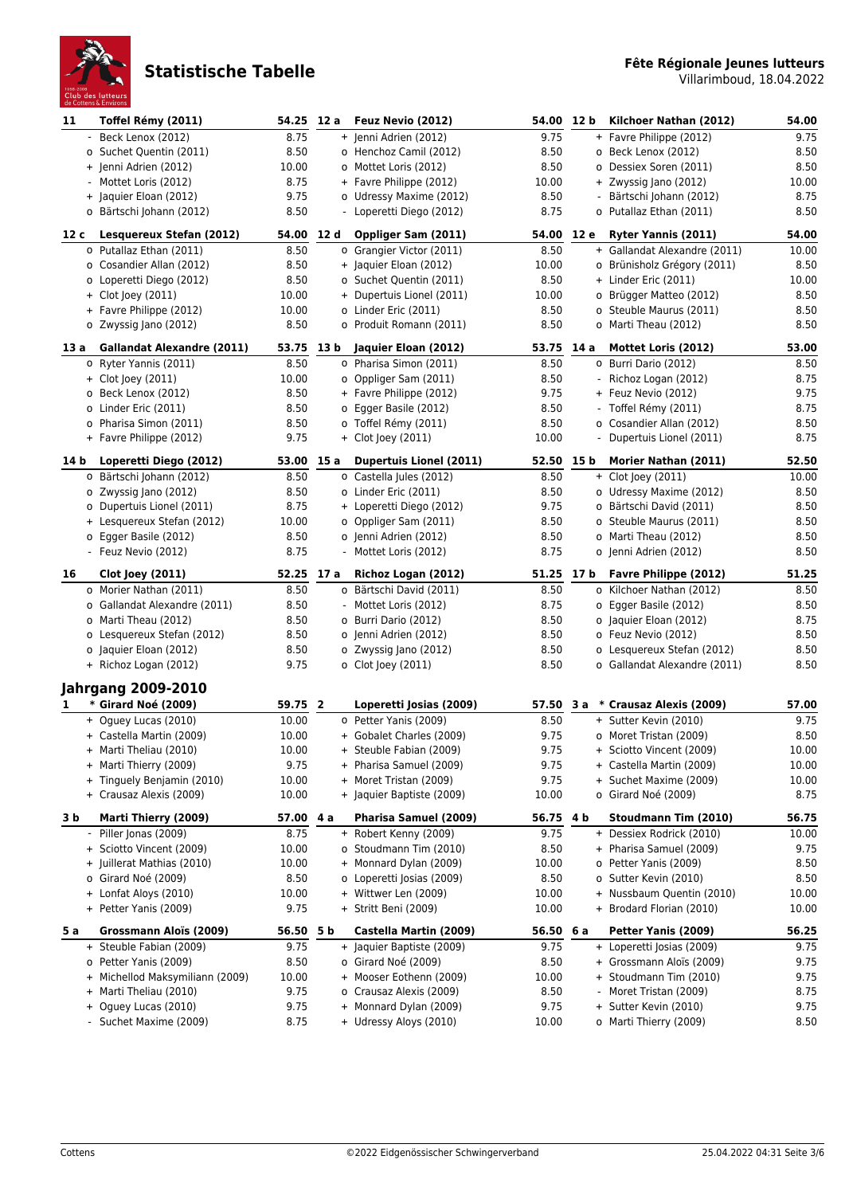# Statistische Tabelle

**Fête Régionale Jeunes lutteurs**
Villarimboud, 18.04.2022

| Rang | Name | Punkte |
|---|---|---|
| **11** | **Toffel Rémy (2011)** | **54.25** |
| - | Beck Lenox (2012) | 8.75 |
| o | Suchet Quentin (2011) | 8.50 |
| + | Jenni Adrien (2012) | 10.00 |
| - | Mottet Loris (2012) | 8.75 |
| + | Jaquier Eloan (2012) | 9.75 |
| o | Bärtschi Johann (2012) | 8.50 |
| **12 a** | **Feuz Nevio (2012)** | **54.00** |
| + | Jenni Adrien (2012) | 9.75 |
| o | Henchoz Camil (2012) | 8.50 |
| o | Mottet Loris (2012) | 8.50 |
| + | Favre Philippe (2012) | 10.00 |
| o | Udressy Maxime (2012) | 8.50 |
| - | Loperetti Diego (2012) | 8.75 |
| **12 b** | **Kilchoer Nathan (2012)** | **54.00** |
| + | Favre Philippe (2012) | 9.75 |
| o | Beck Lenox (2012) | 8.50 |
| o | Dessiex Soren (2011) | 8.50 |
| + | Zwyssig Jano (2012) | 10.00 |
| - | Bärtschi Johann (2012) | 8.75 |
| o | Putallaz Ethan (2011) | 8.50 |
| **12 c** | **Lesquereux Stefan (2012)** | **54.00** |
| o | Putallaz Ethan (2011) | 8.50 |
| o | Cosandier Allan (2012) | 8.50 |
| o | Loperetti Diego (2012) | 8.50 |
| + | Clot Joey (2011) | 10.00 |
| + | Favre Philippe (2012) | 10.00 |
| o | Zwyssig Jano (2012) | 8.50 |
| **12 d** | **Oppliger Sam (2011)** | **54.00** |
| o | Grangier Victor (2011) | 8.50 |
| + | Jaquier Eloan (2012) | 10.00 |
| o | Suchet Quentin (2011) | 8.50 |
| + | Dupertuis Lionel (2011) | 10.00 |
| o | Linder Eric (2011) | 8.50 |
| o | Produit Romann (2011) | 8.50 |
| **12 e** | **Ryter Yannis (2011)** | **54.00** |
| + | Gallandat Alexandre (2011) | 10.00 |
| o | Brünisholz Grégory (2011) | 8.50 |
| + | Linder Eric (2011) | 10.00 |
| o | Brügger Matteo (2012) | 8.50 |
| o | Steuble Maurus (2011) | 8.50 |
| o | Marti Theau (2012) | 8.50 |
| **13 a** | **Gallandat Alexandre (2011)** | **53.75** |
| o | Ryter Yannis (2011) | 8.50 |
| + | Clot Joey (2011) | 10.00 |
| o | Beck Lenox (2012) | 8.50 |
| o | Linder Eric (2011) | 8.50 |
| o | Pharisa Simon (2011) | 8.50 |
| + | Favre Philippe (2012) | 9.75 |
| **13 b** | **Jaquier Eloan (2012)** | **53.75** |
| o | Pharisa Simon (2011) | 8.50 |
| o | Oppliger Sam (2011) | 8.50 |
| + | Favre Philippe (2012) | 9.75 |
| o | Egger Basile (2012) | 8.50 |
| o | Toffel Rémy (2011) | 8.50 |
| + | Clot Joey (2011) | 10.00 |
| **14 a** | **Mottet Loris (2012)** | **53.00** |
| o | Burri Dario (2012) | 8.50 |
| - | Richoz Logan (2012) | 8.75 |
| + | Feuz Nevio (2012) | 9.75 |
| - | Toffel Rémy (2011) | 8.75 |
| o | Cosandier Allan (2012) | 8.50 |
| - | Dupertuis Lionel (2011) | 8.75 |
| **14 b** | **Loperetti Diego (2012)** | **53.00** |
| o | Bärtschi Johann (2012) | 8.50 |
| o | Zwyssig Jano (2012) | 8.50 |
| o | Dupertuis Lionel (2011) | 8.75 |
| + | Lesquereux Stefan (2012) | 10.00 |
| o | Egger Basile (2012) | 8.50 |
| - | Feuz Nevio (2012) | 8.75 |
| **15 a** | **Dupertuis Lionel (2011)** | **52.50** |
| o | Castella Jules (2012) | 8.50 |
| o | Linder Eric (2011) | 8.50 |
| + | Loperetti Diego (2012) | 9.75 |
| o | Oppliger Sam (2011) | 8.50 |
| o | Jenni Adrien (2012) | 8.50 |
| - | Mottet Loris (2012) | 8.75 |
| **15 b** | **Morier Nathan (2011)** | **52.50** |
| + | Clot Joey (2011) | 10.00 |
| o | Udressy Maxime (2012) | 8.50 |
| o | Bärtschi David (2011) | 8.50 |
| o | Steuble Maurus (2011) | 8.50 |
| o | Marti Theau (2012) | 8.50 |
| o | Jenni Adrien (2012) | 8.50 |
| **16** | **Clot Joey (2011)** | **52.25** |
| o | Morier Nathan (2011) | 8.50 |
| o | Gallandat Alexandre (2011) | 8.50 |
| o | Marti Theau (2012) | 8.50 |
| o | Lesquereux Stefan (2012) | 8.50 |
| o | Jaquier Eloan (2012) | 8.50 |
| + | Richoz Logan (2012) | 9.75 |
| **17 a** | **Richoz Logan (2012)** | **51.25** |
| o | Bärtschi David (2011) | 8.50 |
| - | Mottet Loris (2012) | 8.75 |
| o | Burri Dario (2012) | 8.50 |
| o | Jenni Adrien (2012) | 8.50 |
| o | Zwyssig Jano (2012) | 8.50 |
| o | Clot Joey (2011) | 8.50 |
| **17 b** | **Favre Philippe (2012)** | **51.25** |
| o | Kilchoer Nathan (2012) | 8.50 |
| o | Egger Basile (2012) | 8.50 |
| o | Jaquier Eloan (2012) | 8.75 |
| o | Feuz Nevio (2012) | 8.50 |
| o | Lesquereux Stefan (2012) | 8.50 |
| o | Gallandat Alexandre (2011) | 8.50 |

## Jahrgang 2009-2010

| Rang | Name | Punkte |
|---|---|---|
| **1** | **\* Girard Noé (2009)** | **59.75** |
| + | Oguey Lucas (2010) | 10.00 |
| + | Castella Martin (2009) | 10.00 |
| + | Marti Theliau (2010) | 10.00 |
| + | Marti Thierry (2009) | 9.75 |
| + | Tinguely Benjamin (2010) | 10.00 |
| + | Crausaz Alexis (2009) | 10.00 |
| **2** | **Loperetti Josias (2009)** | **57.50** |
| o | Petter Yanis (2009) | 8.50 |
| + | Gobalet Charles (2009) | 9.75 |
| + | Steuble Fabian (2009) | 9.75 |
| + | Pharisa Samuel (2009) | 9.75 |
| + | Moret Tristan (2009) | 9.75 |
| + | Jaquier Baptiste (2009) | 10.00 |
| **3 a** | **\* Crausaz Alexis (2009)** | **57.00** |
| + | Sutter Kevin (2010) | 9.75 |
| o | Moret Tristan (2009) | 8.50 |
| + | Sciotto Vincent (2009) | 10.00 |
| + | Castella Martin (2009) | 10.00 |
| + | Suchet Maxime (2009) | 10.00 |
| o | Girard Noé (2009) | 8.75 |
| **3 b** | **Marti Thierry (2009)** | **57.00** |
| - | Piller Jonas (2009) | 8.75 |
| + | Sciotto Vincent (2009) | 10.00 |
| + | Juillerat Mathias (2010) | 10.00 |
| o | Girard Noé (2009) | 8.50 |
| + | Lonfat Aloys (2010) | 10.00 |
| + | Petter Yanis (2009) | 9.75 |
| **4 a** | **Pharisa Samuel (2009)** | **56.75** |
| + | Robert Kenny (2009) | 9.75 |
| o | Stoudmann Tim (2010) | 8.50 |
| + | Monnard Dylan (2009) | 10.00 |
| o | Loperetti Josias (2009) | 8.50 |
| + | Wittwer Len (2009) | 10.00 |
| + | Stritt Beni (2009) | 10.00 |
| **4 b** | **Stoudmann Tim (2010)** | **56.75** |
| + | Dessiex Rodrick (2010) | 10.00 |
| + | Pharisa Samuel (2009) | 9.75 |
| o | Petter Yanis (2009) | 8.50 |
| o | Sutter Kevin (2010) | 8.50 |
| + | Nussbaum Quentin (2010) | 10.00 |
| + | Brodard Florian (2010) | 10.00 |
| **5 a** | **Grossmann Aloïs (2009)** | **56.50** |
| + | Steuble Fabian (2009) | 9.75 |
| o | Petter Yanis (2009) | 8.50 |
| + | Michellod Maksymiliann (2009) | 10.00 |
| + | Marti Theliau (2010) | 9.75 |
| + | Oguey Lucas (2010) | 9.75 |
| - | Suchet Maxime (2009) | 8.75 |
| **5 b** | **Castella Martin (2009)** | **56.50** |
| + | Jaquier Baptiste (2009) | 9.75 |
| o | Girard Noé (2009) | 8.50 |
| + | Mooser Eothenn (2009) | 10.00 |
| o | Crausaz Alexis (2009) | 8.50 |
| + | Monnard Dylan (2009) | 9.75 |
| + | Udressy Aloys (2010) | 10.00 |
| **6 a** | **Petter Yanis (2009)** | **56.25** |
| + | Loperetti Josias (2009) | 9.75 |
| + | Grossmann Aloïs (2009) | 9.75 |
| + | Stoudmann Tim (2010) | 9.75 |
| - | Moret Tristan (2009) | 8.75 |
| + | Sutter Kevin (2010) | 9.75 |
| o | Marti Thierry (2009) | 8.50 |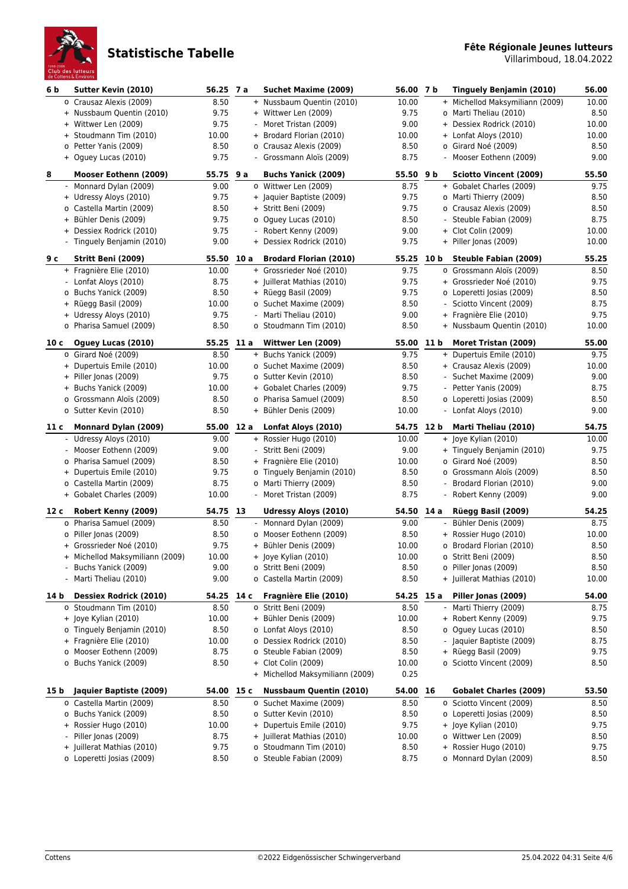# Statistische Tabelle

**Fête Régionale Jeunes lutteurs**
Villarimboud, 18.04.2022

| Rang | Name | Punkte | Rang | Name | Punkte | Rang | Name | Punkte |
|---|---|---|---|---|---|---|---|---|
| **6 b** | **Sutter Kevin (2010)** | **56.25** | **7 a** | **Suchet Maxime (2009)** | **56.00** | **7 b** | **Tinguely Benjamin (2010)** | **56.00** |
| o | Crausaz Alexis (2009) | 8.50 | + | Nussbaum Quentin (2010) | 10.00 | + | Michellod Maksymiliann (2009) | 10.00 |
| + | Nussbaum Quentin (2010) | 9.75 | + | Wittwer Len (2009) | 9.75 | o | Marti Theliau (2010) | 8.50 |
| + | Wittwer Len (2009) | 9.75 | - | Moret Tristan (2009) | 9.00 | + | Dessiex Rodrick (2010) | 10.00 |
| + | Stoudmann Tim (2010) | 10.00 | + | Brodard Florian (2010) | 10.00 | + | Lonfat Aloys (2010) | 10.00 |
| o | Petter Yanis (2009) | 8.50 | o | Crausaz Alexis (2009) | 8.50 | o | Girard Noé (2009) | 8.50 |
| + | Oguey Lucas (2010) | 9.75 | - | Grossmann Aloïs (2009) | 8.75 | - | Mooser Eothenn (2009) | 9.00 |
| **8** | **Mooser Eothenn (2009)** | **55.75** | **9 a** | **Buchs Yanick (2009)** | **55.50** | **9 b** | **Sciotto Vincent (2009)** | **55.50** |
| - | Monnard Dylan (2009) | 9.00 | o | Wittwer Len (2009) | 8.75 | + | Gobalet Charles (2009) | 9.75 |
| + | Udressy Aloys (2010) | 9.75 | + | Jaquier Baptiste (2009) | 9.75 | o | Marti Thierry (2009) | 8.50 |
| o | Castella Martin (2009) | 8.50 | + | Stritt Beni (2009) | 9.75 | o | Crausaz Alexis (2009) | 8.50 |
| + | Bühler Denis (2009) | 9.75 | o | Oguey Lucas (2010) | 8.50 | - | Steuble Fabian (2009) | 8.75 |
| + | Dessiex Rodrick (2010) | 9.75 | - | Robert Kenny (2009) | 9.00 | + | Clot Colin (2009) | 10.00 |
| - | Tinguely Benjamin (2010) | 9.00 | + | Dessiex Rodrick (2010) | 9.75 | + | Piller Jonas (2009) | 10.00 |
| **9 c** | **Stritt Beni (2009)** | **55.50** | **10 a** | **Brodard Florian (2010)** | **55.25** | **10 b** | **Steuble Fabian (2009)** | **55.25** |
| + | Fragnière Elie (2010) | 10.00 | + | Grossrieder Noé (2010) | 9.75 | o | Grossmann Aloïs (2009) | 8.50 |
| - | Lonfat Aloys (2010) | 8.75 | + | Juillerat Mathias (2010) | 9.75 | + | Grossrieder Noé (2010) | 9.75 |
| o | Buchs Yanick (2009) | 8.50 | + | Rüegg Basil (2009) | 9.75 | o | Loperetti Josias (2009) | 8.50 |
| + | Rüegg Basil (2009) | 10.00 | o | Suchet Maxime (2009) | 8.50 | - | Sciotto Vincent (2009) | 8.75 |
| + | Udressy Aloys (2010) | 9.75 | - | Marti Theliau (2010) | 9.00 | + | Fragnière Elie (2010) | 9.75 |
| o | Pharisa Samuel (2009) | 8.50 | o | Stoudmann Tim (2010) | 8.50 | + | Nussbaum Quentin (2010) | 10.00 |
| **10 c** | **Oguey Lucas (2010)** | **55.25** | **11 a** | **Wittwer Len (2009)** | **55.00** | **11 b** | **Moret Tristan (2009)** | **55.00** |
| o | Girard Noé (2009) | 8.50 | + | Buchs Yanick (2009) | 9.75 | + | Dupertuis Emile (2010) | 9.75 |
| + | Dupertuis Emile (2010) | 10.00 | o | Suchet Maxime (2009) | 8.50 | + | Crausaz Alexis (2009) | 10.00 |
| + | Piller Jonas (2009) | 9.75 | o | Sutter Kevin (2010) | 8.50 | - | Suchet Maxime (2009) | 9.00 |
| + | Buchs Yanick (2009) | 10.00 | + | Gobalet Charles (2009) | 9.75 | - | Petter Yanis (2009) | 8.75 |
| o | Grossmann Aloïs (2009) | 8.50 | o | Pharisa Samuel (2009) | 8.50 | o | Loperetti Josias (2009) | 8.50 |
| o | Sutter Kevin (2010) | 8.50 | + | Bühler Denis (2009) | 10.00 | - | Lonfat Aloys (2010) | 9.00 |
| **11 c** | **Monnard Dylan (2009)** | **55.00** | **12 a** | **Lonfat Aloys (2010)** | **54.75** | **12 b** | **Marti Theliau (2010)** | **54.75** |
| - | Udressy Aloys (2010) | 9.00 | + | Rossier Hugo (2010) | 10.00 | + | Joye Kylian (2010) | 10.00 |
| - | Mooser Eothenn (2009) | 9.00 | - | Stritt Beni (2009) | 9.00 | + | Tinguely Benjamin (2010) | 9.75 |
| o | Pharisa Samuel (2009) | 8.50 | + | Fragnière Elie (2010) | 10.00 | o | Girard Noé (2009) | 8.50 |
| + | Dupertuis Emile (2010) | 9.75 | o | Tinguely Benjamin (2010) | 8.50 | o | Grossmann Aloïs (2009) | 8.50 |
| o | Castella Martin (2009) | 8.75 | o | Marti Thierry (2009) | 8.50 | - | Brodard Florian (2010) | 9.00 |
| + | Gobalet Charles (2009) | 10.00 | - | Moret Tristan (2009) | 8.75 | - | Robert Kenny (2009) | 9.00 |
| **12 c** | **Robert Kenny (2009)** | **54.75** | **13** | **Udressy Aloys (2010)** | **54.50** | **14 a** | **Rüegg Basil (2009)** | **54.25** |
| o | Pharisa Samuel (2009) | 8.50 | - | Monnard Dylan (2009) | 9.00 | - | Bühler Denis (2009) | 8.75 |
| o | Piller Jonas (2009) | 8.50 | o | Mooser Eothenn (2009) | 8.50 | + | Rossier Hugo (2010) | 10.00 |
| + | Grossrieder Noé (2010) | 9.75 | + | Bühler Denis (2009) | 10.00 | o | Brodard Florian (2010) | 8.50 |
| + | Michellod Maksymiliann (2009) | 10.00 | + | Joye Kylian (2010) | 10.00 | o | Stritt Beni (2009) | 8.50 |
| - | Buchs Yanick (2009) | 9.00 | o | Stritt Beni (2009) | 8.50 | o | Piller Jonas (2009) | 8.50 |
| - | Marti Theliau (2010) | 9.00 | o | Castella Martin (2009) | 8.50 | + | Juillerat Mathias (2010) | 10.00 |
| **14 b** | **Dessiex Rodrick (2010)** | **54.25** | **14 c** | **Fragnière Elie (2010)** | **54.25** | **15 a** | **Piller Jonas (2009)** | **54.00** |
| o | Stoudmann Tim (2010) | 8.50 | o | Stritt Beni (2009) | 8.50 | - | Marti Thierry (2009) | 8.75 |
| + | Joye Kylian (2010) | 10.00 | + | Bühler Denis (2009) | 10.00 | + | Robert Kenny (2009) | 9.75 |
| o | Tinguely Benjamin (2010) | 8.50 | o | Lonfat Aloys (2010) | 8.50 | o | Oguey Lucas (2010) | 8.50 |
| + | Fragnière Elie (2010) | 10.00 | o | Dessiex Rodrick (2010) | 8.50 | - | Jaquier Baptiste (2009) | 8.75 |
| o | Mooser Eothenn (2009) | 8.75 | o | Steuble Fabian (2009) | 8.50 | + | Rüegg Basil (2009) | 9.75 |
| o | Buchs Yanick (2009) | 8.50 | + | Clot Colin (2009) | 10.00 | o | Sciotto Vincent (2009) | 8.50 |
| | | | + | Michellod Maksymiliann (2009) | 0.25 | | | |
| **15 b** | **Jaquier Baptiste (2009)** | **54.00** | **15 c** | **Nussbaum Quentin (2010)** | **54.00** | **16** | **Gobalet Charles (2009)** | **53.50** |
| o | Castella Martin (2009) | 8.50 | o | Suchet Maxime (2009) | 8.50 | o | Sciotto Vincent (2009) | 8.50 |
| o | Buchs Yanick (2009) | 8.50 | o | Sutter Kevin (2010) | 8.50 | o | Loperetti Josias (2009) | 8.50 |
| + | Rossier Hugo (2010) | 10.00 | + | Dupertuis Emile (2010) | 9.75 | + | Joye Kylian (2010) | 9.75 |
| - | Piller Jonas (2009) | 8.75 | + | Juillerat Mathias (2010) | 10.00 | o | Wittwer Len (2009) | 8.50 |
| + | Juillerat Mathias (2010) | 9.75 | o | Stoudmann Tim (2010) | 8.50 | + | Rossier Hugo (2010) | 9.75 |
| o | Loperetti Josias (2009) | 8.50 | o | Steuble Fabian (2009) | 8.75 | o | Monnard Dylan (2009) | 8.50 |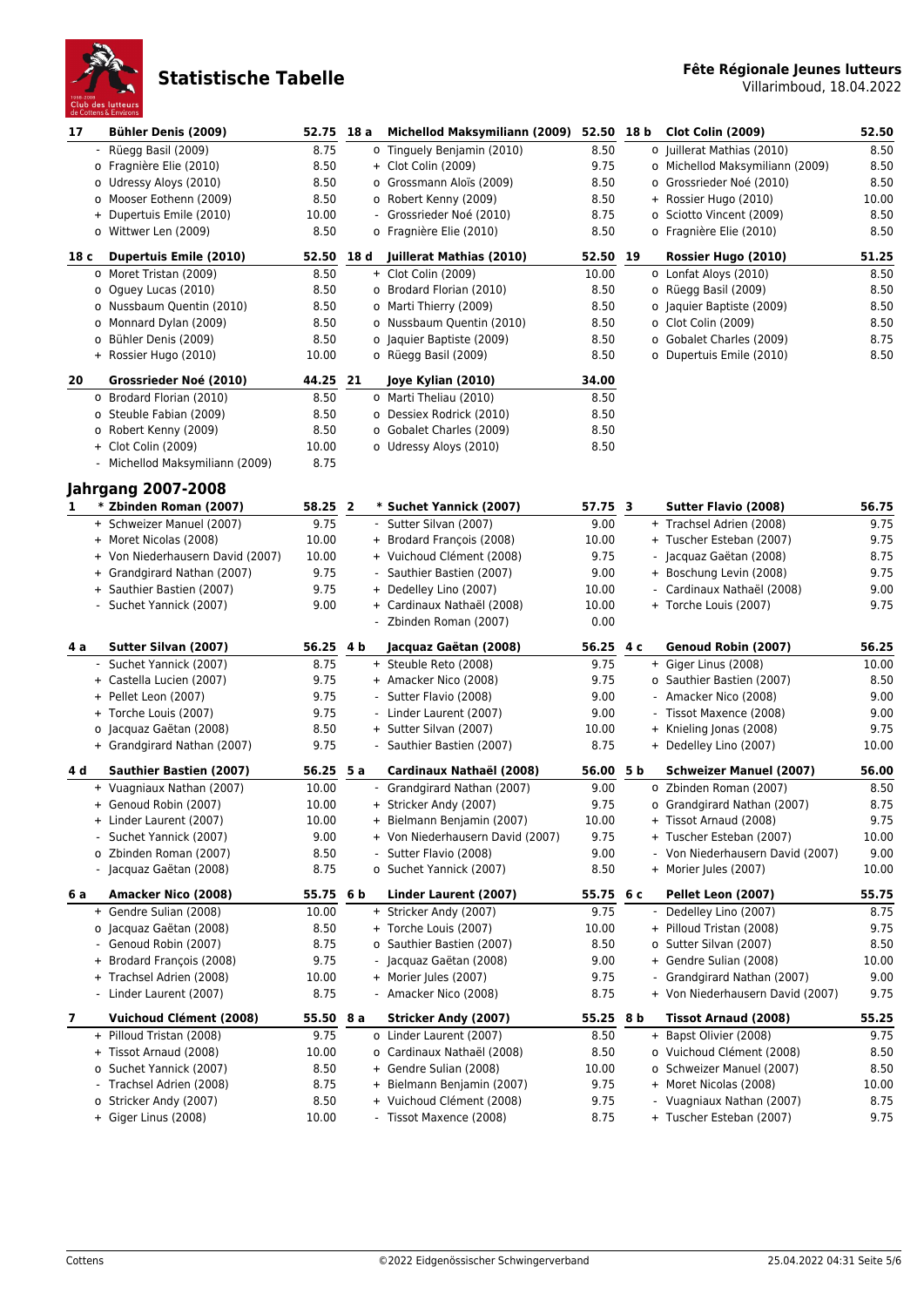# Statistische Tabelle

**Fête Régionale Jeunes lutteurs**
Villarimboud, 18.04.2022

| Rang | Name | Punkte | Rang | Name | Punkte | Rang | Name | Punkte |
|---|---|---|---|---|---|---|---|---|
| **17** | **Bühler Denis (2009)** | **52.75** | **18 a** | **Michellod Maksymiliann (2009)** | **52.50** | **18 b** | **Clot Colin (2009)** | **52.50** |
| | - Rüegg Basil (2009) | 8.75 | | o Tinguely Benjamin (2010) | 8.50 | | o Juillerat Mathias (2010) | 8.50 |
| | o Fragnière Elie (2010) | 8.50 | | + Clot Colin (2009) | 9.75 | | o Michellod Maksymiliann (2009) | 8.50 |
| | o Udressy Aloys (2010) | 8.50 | | o Grossmann Aloïs (2009) | 8.50 | | o Grossrieder Noé (2010) | 8.50 |
| | o Mooser Eothenn (2009) | 8.50 | | o Robert Kenny (2009) | 8.50 | | + Rossier Hugo (2010) | 10.00 |
| | + Dupertuis Emile (2010) | 10.00 | | - Grossrieder Noé (2010) | 8.75 | | o Sciotto Vincent (2009) | 8.50 |
| | o Wittwer Len (2009) | 8.50 | | o Fragnière Elie (2010) | 8.50 | | o Fragnière Elie (2010) | 8.50 |
| **18 c** | **Dupertuis Emile (2010)** | **52.50** | **18 d** | **Juillerat Mathias (2010)** | **52.50** | **19** | **Rossier Hugo (2010)** | **51.25** |
| | o Moret Tristan (2009) | 8.50 | | + Clot Colin (2009) | 10.00 | | o Lonfat Aloys (2010) | 8.50 |
| | o Oguey Lucas (2010) | 8.50 | | o Brodard Florian (2010) | 8.50 | | o Rüegg Basil (2009) | 8.50 |
| | o Nussbaum Quentin (2010) | 8.50 | | o Marti Thierry (2009) | 8.50 | | o Jaquier Baptiste (2009) | 8.50 |
| | o Monnard Dylan (2009) | 8.50 | | o Nussbaum Quentin (2010) | 8.50 | | o Clot Colin (2009) | 8.50 |
| | o Bühler Denis (2009) | 8.50 | | o Jaquier Baptiste (2009) | 8.50 | | o Gobalet Charles (2009) | 8.75 |
| | + Rossier Hugo (2010) | 10.00 | | o Rüegg Basil (2009) | 8.50 | | o Dupertuis Emile (2010) | 8.50 |
| **20** | **Grossrieder Noé (2010)** | **44.25** | **21** | **Joye Kylian (2010)** | **34.00** | | | |
| | o Brodard Florian (2010) | 8.50 | | o Marti Theliau (2010) | 8.50 | | | |
| | o Steuble Fabian (2009) | 8.50 | | o Dessiex Rodrick (2010) | 8.50 | | | |
| | o Robert Kenny (2009) | 8.50 | | o Gobalet Charles (2009) | 8.50 | | | |
| | + Clot Colin (2009) | 10.00 | | o Udressy Aloys (2010) | 8.50 | | | |
| | - Michellod Maksymiliann (2009) | 8.75 | | | | | | |

## Jahrgang 2007-2008

| Rang | Name | Punkte | Rang | Name | Punkte | Rang | Name | Punkte |
|---|---|---|---|---|---|---|---|---|
| **1** | **\* Zbinden Roman (2007)** | **58.25** | **2** | **\* Suchet Yannick (2007)** | **57.75** | **3** | **Sutter Flavio (2008)** | **56.75** |
| | + Schweizer Manuel (2007) | 9.75 | | - Sutter Silvan (2007) | 9.00 | | + Trachsel Adrien (2008) | 9.75 |
| | + Moret Nicolas (2008) | 10.00 | | + Brodard François (2008) | 10.00 | | + Tuscher Esteban (2007) | 9.75 |
| | + Von Niederhausern David (2007) | 10.00 | | + Vuichoud Clément (2008) | 9.75 | | - Jacquaz Gaëtan (2008) | 8.75 |
| | + Grandgirard Nathan (2007) | 9.75 | | - Sauthier Bastien (2007) | 9.00 | | + Boschung Levin (2008) | 9.75 |
| | + Sauthier Bastien (2007) | 9.75 | | + Dedelley Lino (2007) | 10.00 | | - Cardinaux Nathaël (2008) | 9.00 |
| | - Suchet Yannick (2007) | 9.00 | | + Cardinaux Nathaël (2008) | 10.00 | | + Torche Louis (2007) | 9.75 |
| | | | | - Zbinden Roman (2007) | 0.00 | | | |
| **4 a** | **Sutter Silvan (2007)** | **56.25** | **4 b** | **Jacquaz Gaëtan (2008)** | **56.25** | **4 c** | **Genoud Robin (2007)** | **56.25** |
| | - Suchet Yannick (2007) | 8.75 | | + Steuble Reto (2008) | 9.75 | | + Giger Linus (2008) | 10.00 |
| | + Castella Lucien (2007) | 9.75 | | + Amacker Nico (2008) | 9.75 | | o Sauthier Bastien (2007) | 8.50 |
| | + Pellet Leon (2007) | 9.75 | | - Sutter Flavio (2008) | 9.00 | | - Amacker Nico (2008) | 9.00 |
| | + Torche Louis (2007) | 9.75 | | - Linder Laurent (2007) | 9.00 | | - Tissot Maxence (2008) | 9.00 |
| | o Jacquaz Gaëtan (2008) | 8.50 | | + Sutter Silvan (2007) | 10.00 | | + Knieling Jonas (2008) | 9.75 |
| | + Grandgirard Nathan (2007) | 9.75 | | - Sauthier Bastien (2007) | 8.75 | | + Dedelley Lino (2007) | 10.00 |
| **4 d** | **Sauthier Bastien (2007)** | **56.25** | **5 a** | **Cardinaux Nathaël (2008)** | **56.00** | **5 b** | **Schweizer Manuel (2007)** | **56.00** |
| | + Vuagniaux Nathan (2007) | 10.00 | | - Grandgirard Nathan (2007) | 9.00 | | o Zbinden Roman (2007) | 8.50 |
| | + Genoud Robin (2007) | 10.00 | | + Stricker Andy (2007) | 9.75 | | o Grandgirard Nathan (2007) | 8.75 |
| | + Linder Laurent (2007) | 10.00 | | + Bielmann Benjamin (2007) | 10.00 | | + Tissot Arnaud (2008) | 9.75 |
| | - Suchet Yannick (2007) | 9.00 | | + Von Niederhausern David (2007) | 9.75 | | + Tuscher Esteban (2007) | 10.00 |
| | o Zbinden Roman (2007) | 8.50 | | - Sutter Flavio (2008) | 9.00 | | - Von Niederhausern David (2007) | 9.00 |
| | - Jacquaz Gaëtan (2008) | 8.75 | | o Suchet Yannick (2007) | 8.50 | | + Morier Jules (2007) | 10.00 |
| **6 a** | **Amacker Nico (2008)** | **55.75** | **6 b** | **Linder Laurent (2007)** | **55.75** | **6 c** | **Pellet Leon (2007)** | **55.75** |
| | + Gendre Sulian (2008) | 10.00 | | + Stricker Andy (2007) | 9.75 | | - Dedelley Lino (2007) | 8.75 |
| | o Jacquaz Gaëtan (2008) | 8.50 | | + Torche Louis (2007) | 10.00 | | + Pilloud Tristan (2008) | 9.75 |
| | - Genoud Robin (2007) | 8.75 | | o Sauthier Bastien (2007) | 8.50 | | o Sutter Silvan (2007) | 8.50 |
| | + Brodard François (2008) | 9.75 | | - Jacquaz Gaëtan (2008) | 9.00 | | + Gendre Sulian (2008) | 10.00 |
| | + Trachsel Adrien (2008) | 10.00 | | + Morier Jules (2007) | 9.75 | | - Grandgirard Nathan (2007) | 9.00 |
| | - Linder Laurent (2007) | 8.75 | | - Amacker Nico (2008) | 8.75 | | + Von Niederhausern David (2007) | 9.75 |
| **7** | **Vuichoud Clément (2008)** | **55.50** | **8 a** | **Stricker Andy (2007)** | **55.25** | **8 b** | **Tissot Arnaud (2008)** | **55.25** |
| | + Pilloud Tristan (2008) | 9.75 | | o Linder Laurent (2007) | 8.50 | | + Bapst Olivier (2008) | 9.75 |
| | + Tissot Arnaud (2008) | 10.00 | | o Cardinaux Nathaël (2008) | 8.50 | | o Vuichoud Clément (2008) | 8.50 |
| | o Suchet Yannick (2007) | 8.50 | | + Gendre Sulian (2008) | 10.00 | | o Schweizer Manuel (2007) | 8.50 |
| | - Trachsel Adrien (2008) | 8.75 | | + Bielmann Benjamin (2007) | 9.75 | | + Moret Nicolas (2008) | 10.00 |
| | o Stricker Andy (2007) | 8.50 | | + Vuichoud Clément (2008) | 9.75 | | - Vuagniaux Nathan (2007) | 8.75 |
| | + Giger Linus (2008) | 10.00 | | - Tissot Maxence (2008) | 8.75 | | + Tuscher Esteban (2007) | 9.75 |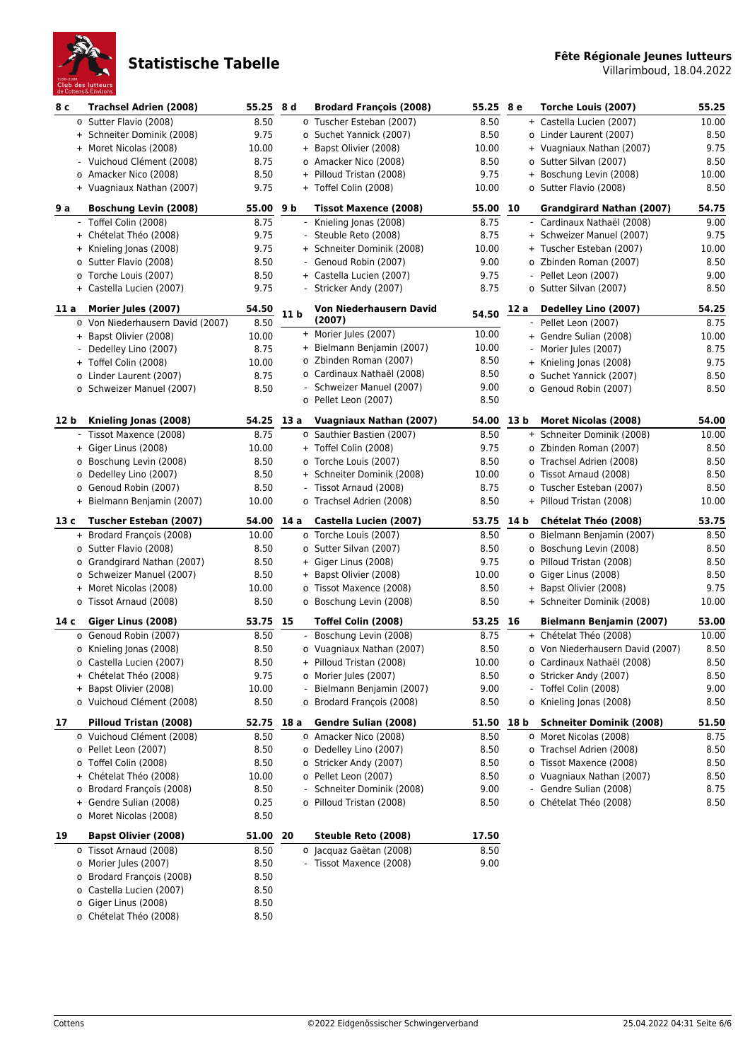# Statistische Tabelle

**Fête Régionale Jeunes lutteurs**
Villarimboud, 18.04.2022

| | | |
|---|---|---|
| **8 c** | **Trachsel Adrien (2008)** | **55.25** |
| o | Sutter Flavio (2008) | 8.50 |
| + | Schneiter Dominik (2008) | 9.75 |
| + | Moret Nicolas (2008) | 10.00 |
| - | Vuichoud Clément (2008) | 8.75 |
| o | Amacker Nico (2008) | 8.50 |
| + | Vuagniaux Nathan (2007) | 9.75 |
| **8 d** | **Brodard François (2008)** | **55.25** |
| o | Tuscher Esteban (2007) | 8.50 |
| o | Suchet Yannick (2007) | 8.50 |
| + | Bapst Olivier (2008) | 10.00 |
| o | Amacker Nico (2008) | 8.50 |
| + | Pilloud Tristan (2008) | 9.75 |
| + | Toffel Colin (2008) | 10.00 |
| **8 e** | **Torche Louis (2007)** | **55.25** |
| + | Castella Lucien (2007) | 10.00 |
| o | Linder Laurent (2007) | 8.50 |
| + | Vuagniaux Nathan (2007) | 9.75 |
| o | Sutter Silvan (2007) | 8.50 |
| + | Boschung Levin (2008) | 10.00 |
| o | Sutter Flavio (2008) | 8.50 |
| **9 a** | **Boschung Levin (2008)** | **55.00** |
| - | Toffel Colin (2008) | 8.75 |
| + | Chételat Théo (2008) | 9.75 |
| + | Knieling Jonas (2008) | 9.75 |
| o | Sutter Flavio (2008) | 8.50 |
| o | Torche Louis (2007) | 8.50 |
| + | Castella Lucien (2007) | 9.75 |
| **9 b** | **Tissot Maxence (2008)** | **55.00** |
| - | Knieling Jonas (2008) | 8.75 |
| - | Steuble Reto (2008) | 8.75 |
| + | Schneiter Dominik (2008) | 10.00 |
| - | Genoud Robin (2007) | 9.00 |
| + | Castella Lucien (2007) | 9.75 |
| - | Stricker Andy (2007) | 8.75 |
| **10** | **Grandgirard Nathan (2007)** | **54.75** |
| - | Cardinaux Nathaël (2008) | 9.00 |
| + | Schweizer Manuel (2007) | 9.75 |
| + | Tuscher Esteban (2007) | 10.00 |
| o | Zbinden Roman (2007) | 8.50 |
| - | Pellet Leon (2007) | 9.00 |
| o | Sutter Silvan (2007) | 8.50 |
| **11 a** | **Morier Jules (2007)** | **54.50** |
| o | Von Niederhausern David (2007) | 8.50 |
| + | Bapst Olivier (2008) | 10.00 |
| - | Dedelley Lino (2007) | 8.75 |
| + | Toffel Colin (2008) | 10.00 |
| o | Linder Laurent (2007) | 8.75 |
| o | Schweizer Manuel (2007) | 8.50 |
| **11 b** | **Von Niederhausern David (2007)** | **54.50** |
| + | Morier Jules (2007) | 10.00 |
| + | Bielmann Benjamin (2007) | 10.00 |
| o | Zbinden Roman (2007) | 8.50 |
| o | Cardinaux Nathaël (2008) | 8.50 |
| - | Schweizer Manuel (2007) | 9.00 |
| o | Pellet Leon (2007) | 8.50 |
| **12 a** | **Dedelley Lino (2007)** | **54.25** |
| - | Pellet Leon (2007) | 8.75 |
| + | Gendre Sulian (2008) | 10.00 |
| - | Morier Jules (2007) | 8.75 |
| + | Knieling Jonas (2008) | 9.75 |
| o | Suchet Yannick (2007) | 8.50 |
| o | Genoud Robin (2007) | 8.50 |
| **12 b** | **Knieling Jonas (2008)** | **54.25** |
| - | Tissot Maxence (2008) | 8.75 |
| + | Giger Linus (2008) | 10.00 |
| o | Boschung Levin (2008) | 8.50 |
| o | Dedelley Lino (2007) | 8.50 |
| o | Genoud Robin (2007) | 8.50 |
| + | Bielmann Benjamin (2007) | 10.00 |
| **13 a** | **Vuagniaux Nathan (2007)** | **54.00** |
| o | Sauthier Bastien (2007) | 8.50 |
| + | Toffel Colin (2008) | 9.75 |
| o | Torche Louis (2007) | 8.50 |
| + | Schneiter Dominik (2008) | 10.00 |
| - | Tissot Arnaud (2008) | 8.75 |
| o | Trachsel Adrien (2008) | 8.50 |
| **13 b** | **Moret Nicolas (2008)** | **54.00** |
| + | Schneiter Dominik (2008) | 10.00 |
| o | Zbinden Roman (2007) | 8.50 |
| o | Trachsel Adrien (2008) | 8.50 |
| o | Tissot Arnaud (2008) | 8.50 |
| o | Tuscher Esteban (2007) | 8.50 |
| + | Pilloud Tristan (2008) | 10.00 |
| **13 c** | **Tuscher Esteban (2007)** | **54.00** |
| + | Brodard François (2008) | 10.00 |
| o | Sutter Flavio (2008) | 8.50 |
| o | Grandgirard Nathan (2007) | 8.50 |
| o | Schweizer Manuel (2007) | 8.50 |
| + | Moret Nicolas (2008) | 10.00 |
| o | Tissot Arnaud (2008) | 8.50 |
| **14 a** | **Castella Lucien (2007)** | **53.75** |
| o | Torche Louis (2007) | 8.50 |
| o | Sutter Silvan (2007) | 8.50 |
| + | Giger Linus (2008) | 9.75 |
| + | Bapst Olivier (2008) | 10.00 |
| o | Tissot Maxence (2008) | 8.50 |
| o | Boschung Levin (2008) | 8.50 |
| **14 b** | **Chételat Théo (2008)** | **53.75** |
| o | Bielmann Benjamin (2007) | 8.50 |
| o | Boschung Levin (2008) | 8.50 |
| o | Pilloud Tristan (2008) | 8.50 |
| o | Giger Linus (2008) | 8.50 |
| + | Bapst Olivier (2008) | 9.75 |
| + | Schneiter Dominik (2008) | 10.00 |
| **14 c** | **Giger Linus (2008)** | **53.75** |
| o | Genoud Robin (2007) | 8.50 |
| o | Knieling Jonas (2008) | 8.50 |
| o | Castella Lucien (2007) | 8.50 |
| + | Chételat Théo (2008) | 9.75 |
| + | Bapst Olivier (2008) | 10.00 |
| o | Vuichoud Clément (2008) | 8.50 |
| **15** | **Toffel Colin (2008)** | **53.25** |
| - | Boschung Levin (2008) | 8.75 |
| o | Vuagniaux Nathan (2007) | 8.50 |
| + | Pilloud Tristan (2008) | 10.00 |
| o | Morier Jules (2007) | 8.50 |
| - | Bielmann Benjamin (2007) | 9.00 |
| o | Brodard François (2008) | 8.50 |
| **16** | **Bielmann Benjamin (2007)** | **53.00** |
| + | Chételat Théo (2008) | 10.00 |
| o | Von Niederhausern David (2007) | 8.50 |
| o | Cardinaux Nathaël (2008) | 8.50 |
| o | Stricker Andy (2007) | 8.50 |
| - | Toffel Colin (2008) | 9.00 |
| o | Knieling Jonas (2008) | 8.50 |
| **17** | **Pilloud Tristan (2008)** | **52.75** |
| o | Vuichoud Clément (2008) | 8.50 |
| o | Pellet Leon (2007) | 8.50 |
| o | Toffel Colin (2008) | 8.50 |
| + | Chételat Théo (2008) | 10.00 |
| o | Brodard François (2008) | 8.50 |
| + | Gendre Sulian (2008) | 0.25 |
| o | Moret Nicolas (2008) | 8.50 |
| **18 a** | **Gendre Sulian (2008)** | **51.50** |
| o | Amacker Nico (2008) | 8.50 |
| o | Dedelley Lino (2007) | 8.50 |
| o | Stricker Andy (2007) | 8.50 |
| o | Pellet Leon (2007) | 8.50 |
| - | Schneiter Dominik (2008) | 9.00 |
| o | Pilloud Tristan (2008) | 8.50 |
| **18 b** | **Schneiter Dominik (2008)** | **51.50** |
| o | Moret Nicolas (2008) | 8.75 |
| o | Trachsel Adrien (2008) | 8.50 |
| o | Tissot Maxence (2008) | 8.50 |
| o | Vuagniaux Nathan (2007) | 8.50 |
| - | Gendre Sulian (2008) | 8.75 |
| o | Chételat Théo (2008) | 8.50 |
| **19** | **Bapst Olivier (2008)** | **51.00** |
| o | Tissot Arnaud (2008) | 8.50 |
| o | Morier Jules (2007) | 8.50 |
| o | Brodard François (2008) | 8.50 |
| o | Castella Lucien (2007) | 8.50 |
| o | Giger Linus (2008) | 8.50 |
| o | Chételat Théo (2008) | 8.50 |
| **20** | **Steuble Reto (2008)** | **17.50** |
| o | Jacquaz Gaëtan (2008) | 8.50 |
| - | Tissot Maxence (2008) | 9.00 |